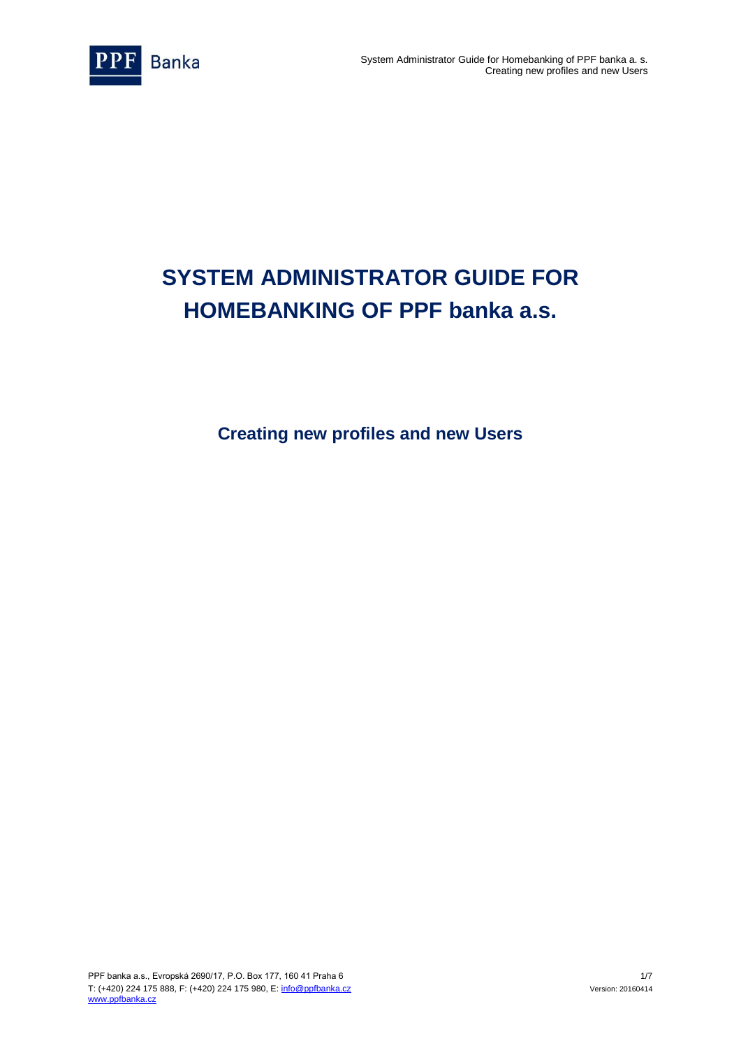# SYSTEM ADMINISTRATOR GUIDE FOR HOMEBANKING OF PPF banka a.s.

## Creating new profiles and new Users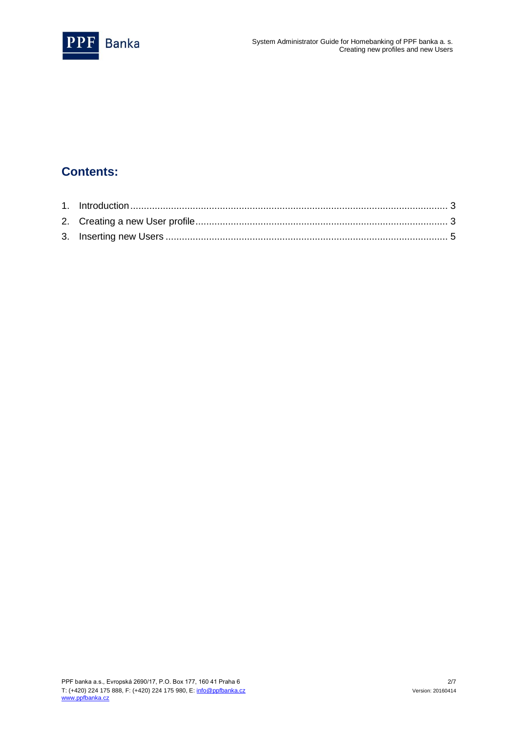## Contents:

1. Introduction .......................................................................................................................... 3
2. Creating a new User profile .................................................................................................. 3
3. Inserting new Users ............................................................................................................. 5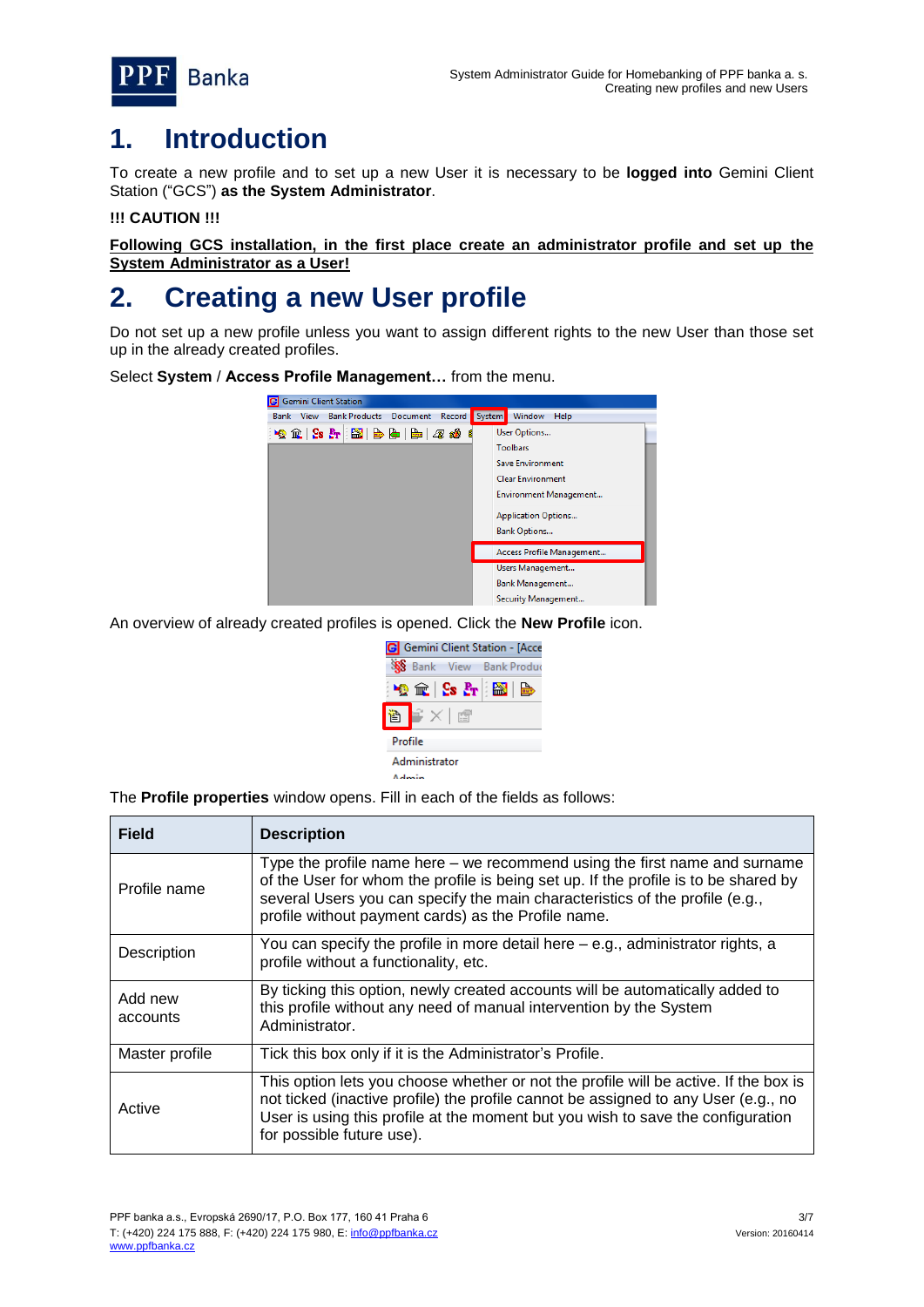# 1. Introduction

To create a new profile and to set up a new User it is necessary to be **logged into** Gemini Client Station ("GCS") **as the System Administrator**.

**!!! CAUTION !!!**

**Following GCS installation, in the first place create an administrator profile and set up the System Administrator as a User!**

# 2. Creating a new User profile

Do not set up a new profile unless you want to assign different rights to the new User than those set up in the already created profiles.

Select **System** / **Access Profile Management…** from the menu.

An overview of already created profiles is opened. Click the **New Profile** icon.

The **Profile properties** window opens. Fill in each of the fields as follows:

| Field | Description |
| --- | --- |
| Profile name | Type the profile name here – we recommend using the first name and surname of the User for whom the profile is being set up. If the profile is to be shared by several Users you can specify the main characteristics of the profile (e.g., profile without payment cards) as the Profile name. |
| Description | You can specify the profile in more detail here – e.g., administrator rights, a profile without a functionality, etc. |
| Add new accounts | By ticking this option, newly created accounts will be automatically added to this profile without any need of manual intervention by the System Administrator. |
| Master profile | Tick this box only if it is the Administrator's Profile. |
| Active | This option lets you choose whether or not the profile will be active. If the box is not ticked (inactive profile) the profile cannot be assigned to any User (e.g., no User is using this profile at the moment but you wish to save the configuration for possible future use). |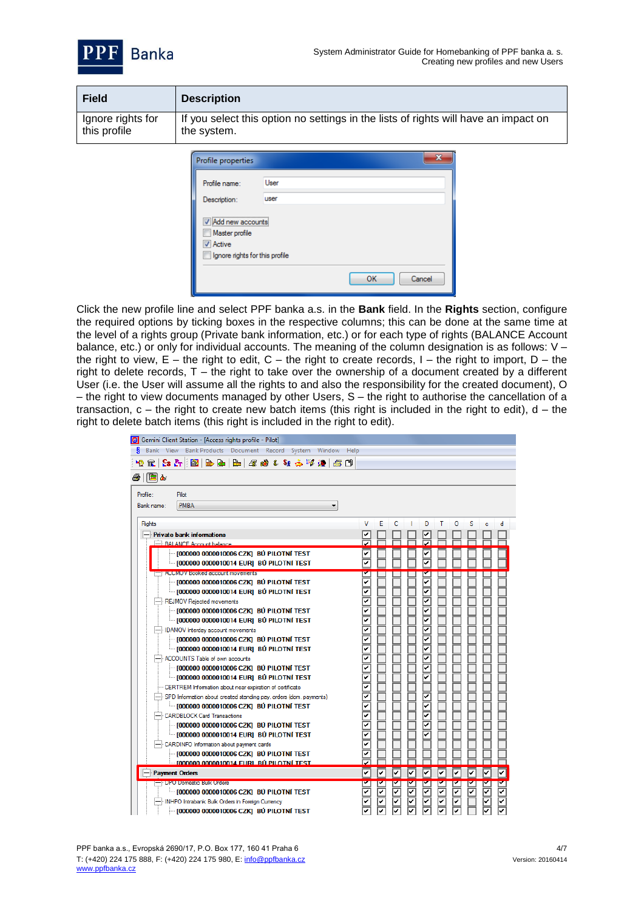| Field | Description |
| --- | --- |
| Ignore rights for this profile | If you select this option no settings in the lists of rights will have an impact on the system. |

Click the new profile line and select PPF banka a.s. in the **Bank** field. In the **Rights** section, configure the required options by ticking boxes in the respective columns; this can be done at the same time at the level of a rights group (Private bank information, etc.) or for each type of rights (BALANCE Account balance, etc.) or only for individual accounts. The meaning of the column designation is as follows: V – the right to view, E – the right to edit, C – the right to create records, I – the right to import, D – the right to delete records, T – the right to take over the ownership of a document created by a different User (i.e. the User will assume all the rights to and also the responsibility for the created document), O – the right to view documents managed by other Users, S – the right to authorise the cancellation of a transaction, c – the right to create new batch items (this right is included in the right to edit), d – the right to delete batch items (this right is included in the right to edit).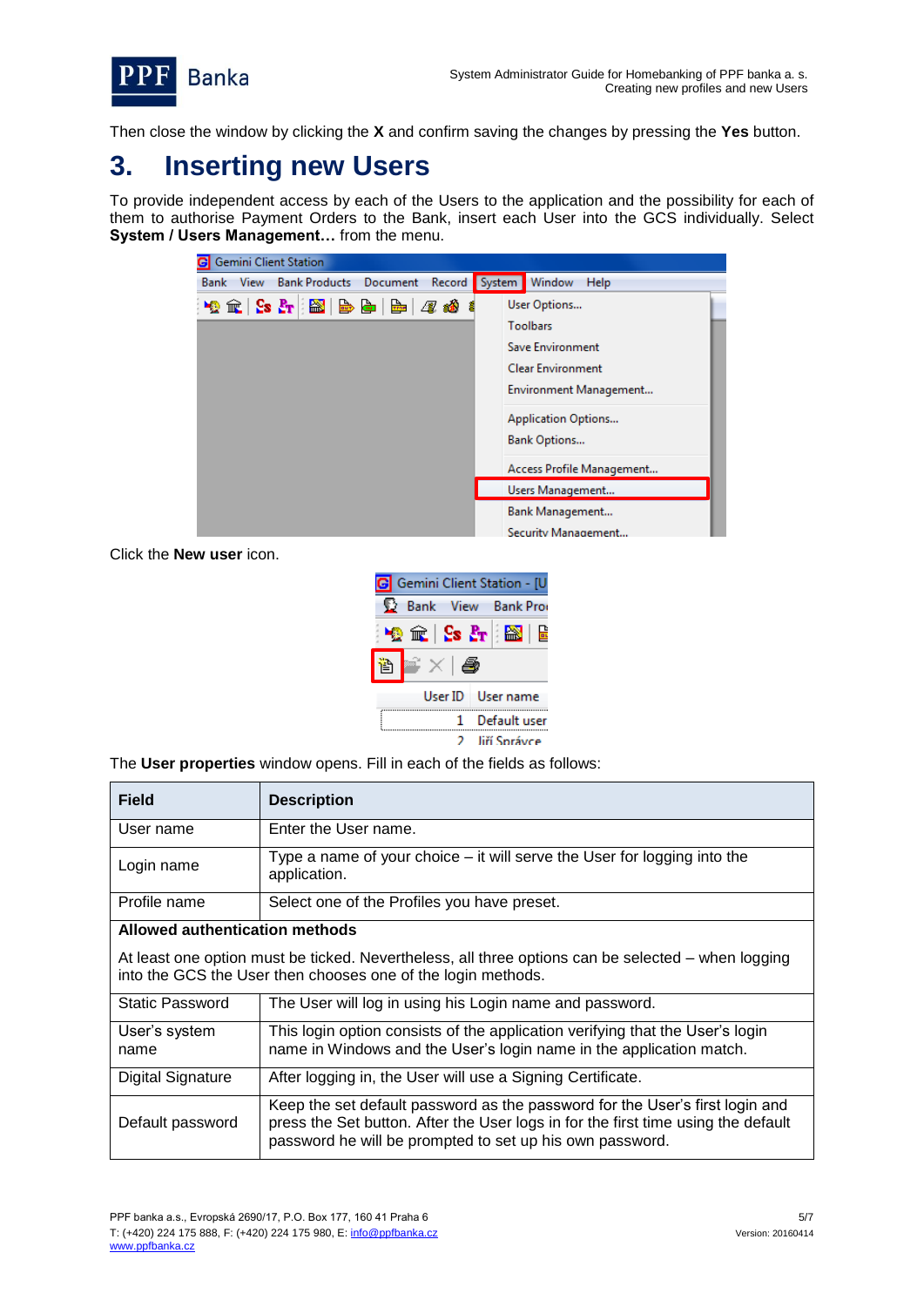Then close the window by clicking the **X** and confirm saving the changes by pressing the **Yes** button.

# 3. Inserting new Users

To provide independent access by each of the Users to the application and the possibility for each of them to authorise Payment Orders to the Bank, insert each User into the GCS individually. Select **System / Users Management…** from the menu.

Click the **New user** icon.

The **User properties** window opens. Fill in each of the fields as follows:

| Field | Description |
|---|---|
| User name | Enter the User name. |
| Login name | Type a name of your choice – it will serve the User for logging into the application. |
| Profile name | Select one of the Profiles you have preset. |
| **Allowed authentication methods**<br><br>At least one option must be ticked. Nevertheless, all three options can be selected – when logging into the GCS the User then chooses one of the login methods. | |
| Static Password | The User will log in using his Login name and password. |
| User’s system name | This login option consists of the application verifying that the User’s login name in Windows and the User’s login name in the application match. |
| Digital Signature | After logging in, the User will use a Signing Certificate. |
| Default password | Keep the set default password as the password for the User’s first login and press the Set button. After the User logs in for the first time using the default password he will be prompted to set up his own password. |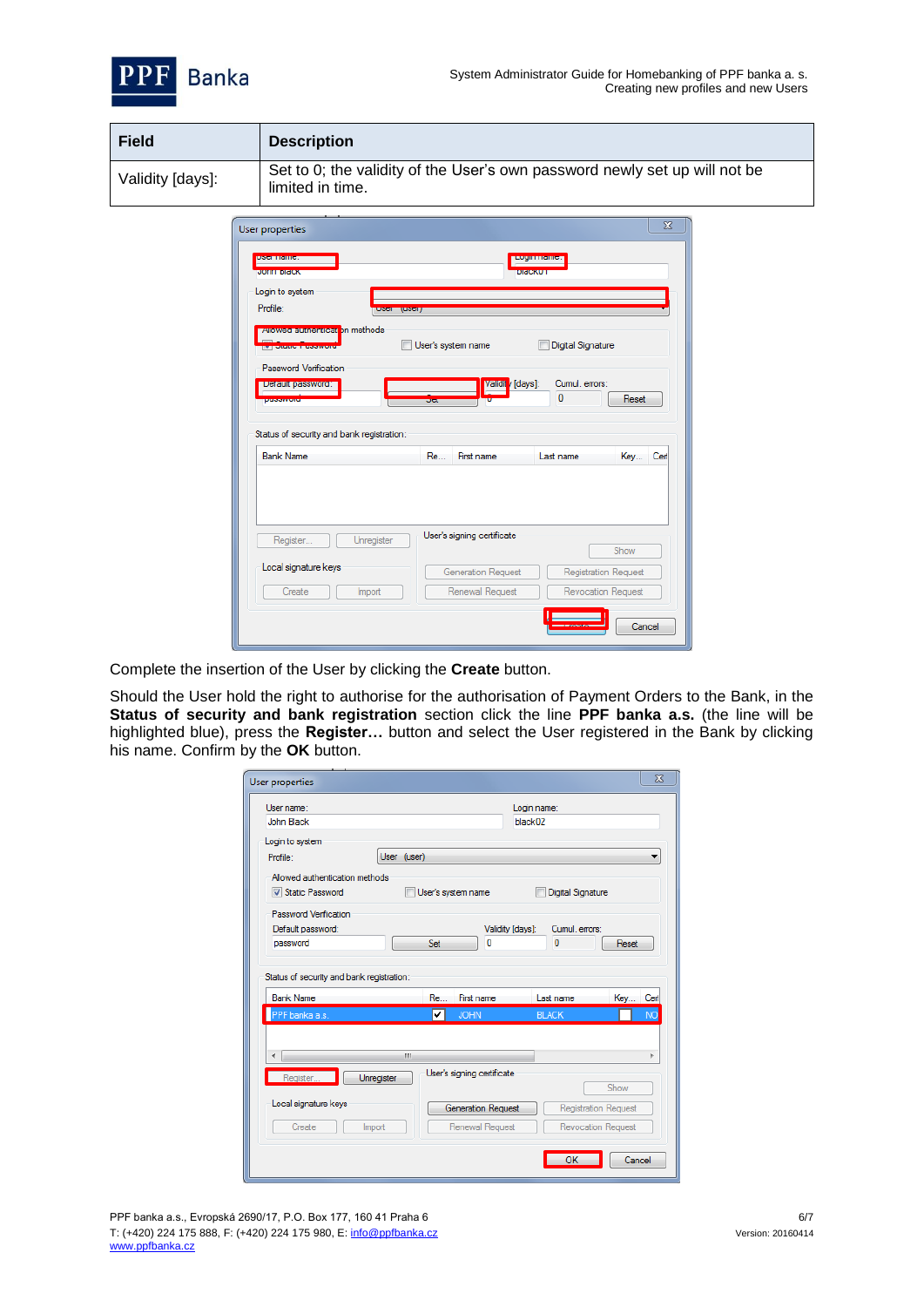| Field | Description |
|---|---|
| Validity [days]: | Set to 0; the validity of the User's own password newly set up will not be limited in time. |

Complete the insertion of the User by clicking the **Create** button.

Should the User hold the right to authorise for the authorisation of Payment Orders to the Bank, in the **Status of security and bank registration** section click the line **PPF banka a.s.** (the line will be highlighted blue), press the **Register…** button and select the User registered in the Bank by clicking his name. Confirm by the **OK** button.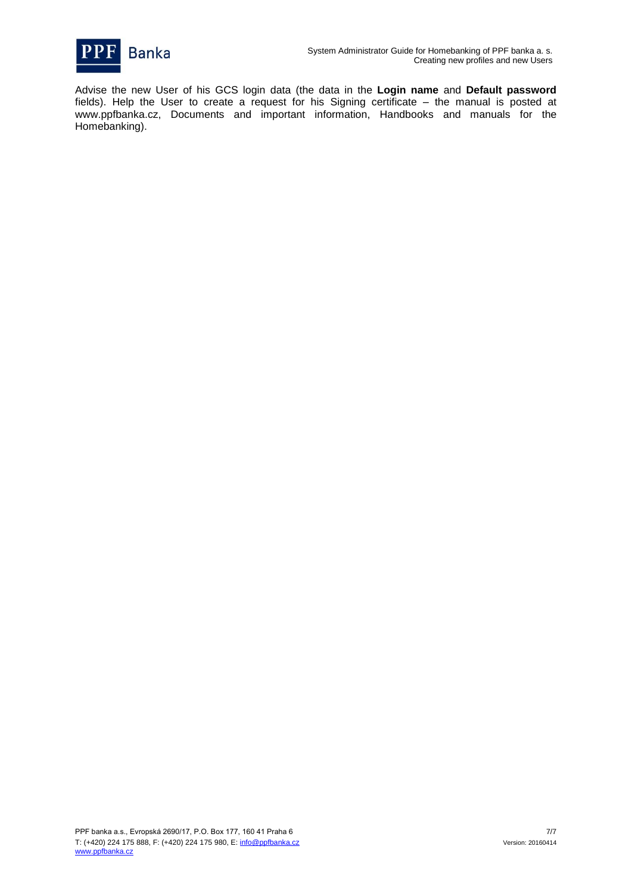Advise the new User of his GCS login data (the data in the **Login name** and **Default password** fields). Help the User to create a request for his Signing certificate – the manual is posted at www.ppfbanka.cz, Documents and important information, Handbooks and manuals for the Homebanking).